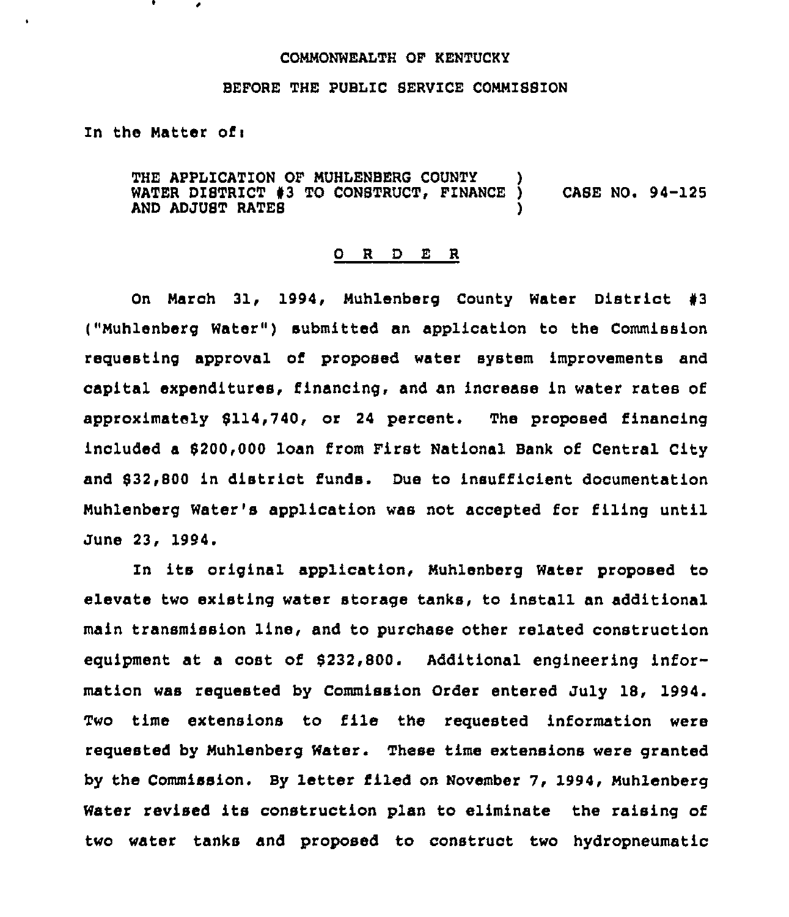COMMONWEALTH OF KENTUCKY

BEFORE THE PUBLIC SERVICE COMMISSION

In the Matter of:

THE APPLICATION OF MUHLENBERG COUNTY WATER DISTRICT #3 TO CONSTRUCT, FINANCE AND ADJUST RATES ) CASE NO. 94-125

## O R D E R

On March 31, 1994, Muhlenberg County Water District #3 ("Muhlenberg Water") submitted an application to the Commission requesting approval of proposed water system improvements and capital expenditures, financing, and an increase in water rates of approximately $114,740, or 24 percent. The proposed financing included a $200,000 loan from First National Bank of Central City and $32,800 in district funds. Due to insufficient documentation Muhlenberg Water's application was not accepted for filing until June 23, 1994.

In its original application, Muhlenberg Water proposed to elevate two existing water storage tanks, to install an additional main transmission line, and to purchase other related construction equipment at a cost of $232,800. Additional engineering information was requested by Commission Order entered July 18, 1994. Two time extensions to file the requested information were requested by Muhlenberg Water. These time extensions were granted by the Commission. By letter filed on November 7, 1994, Muhlenberg Water revised its construction plan to eliminate the raising of two water tanks and proposed to construct two hydropneumatic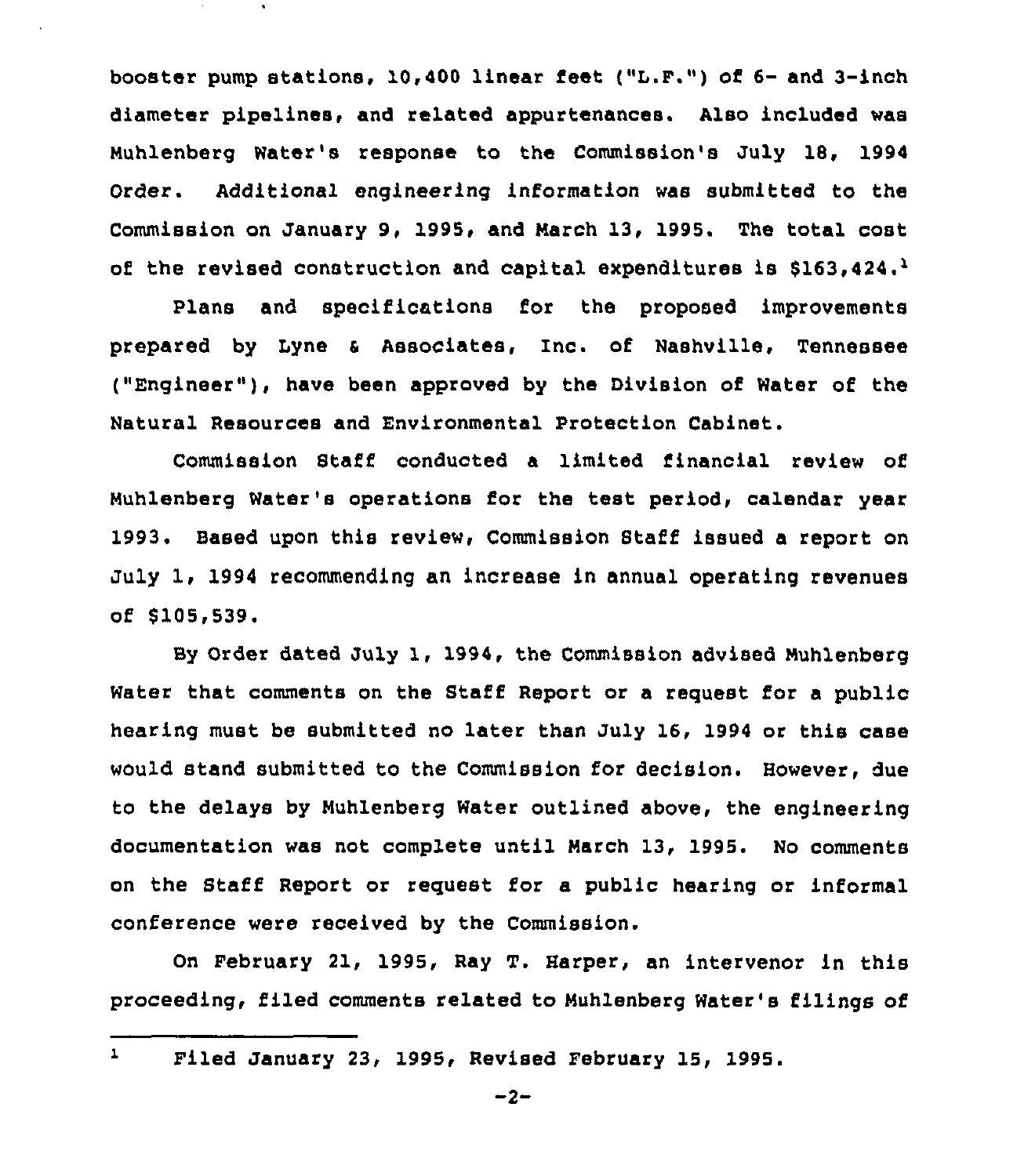booster pump stations, 10,400 linear feet ("L.F.") of 6- and 3-inch diameter pipelines, and related appurtenances. Also included was Muhlenberg Water's response to the Commission's July 18, 1994 Order. Additional engineering information was submitted to the Commission on January 9, 1995, and March 13, 1995. The total cost of the revised construction and capital expenditures is $163,424.[1]

Plans and specifications for the proposed improvements prepared by Lyne & Associates, Inc. of Nashville, Tennessee ("Engineer"), have been approved by the Division of Water of the Natural Resources and Environmental Protection Cabinet.

Commission Staff conducted a limited financial review of Muhlenberg Water's operations for the test period, calendar year 1993. Based upon this review, Commission Staff issued a report on July 1, 1994 recommending an increase in annual operating revenues of $105,539.

By Order dated July 1, 1994, the Commission advised Muhlenberg Water that comments on the Staff Report or a request for a public hearing must be submitted no later than July 16, 1994 or this case would stand submitted to the Commission for decision. However, due to the delays by Muhlenberg Water outlined above, the engineering documentation was not complete until March 13, 1995. No comments on the Staff Report or request for a public hearing or informal conference were received by the Commission.

On February 21, 1995, Ray T. Harper, an intervenor in this proceeding, filed comments related to Muhlenberg Water's filings of

---

[1] Filed January 23, 1995, Revised February 15, 1995.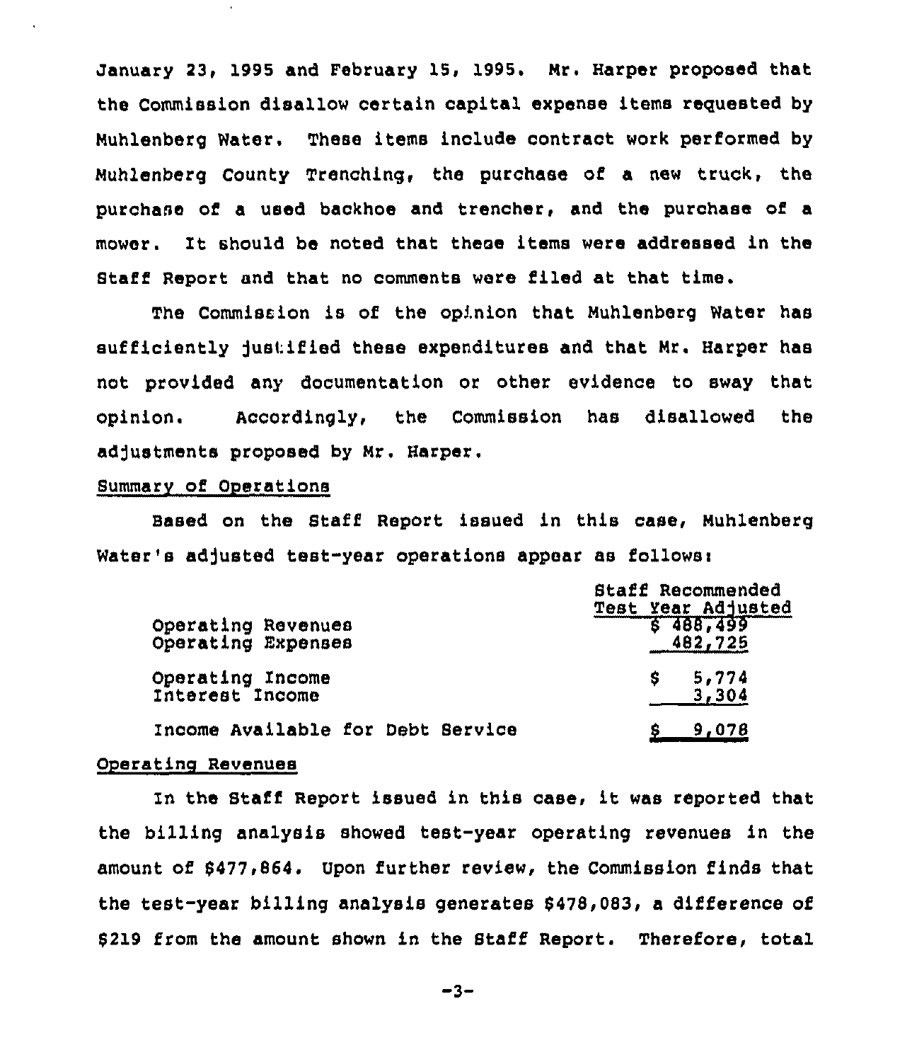January 23, 1995 and February 15, 1995. Mr. Harper proposed that the Commission disallow certain capital expense items requested by Muhlenberg Water. These items include contract work performed by Muhlenberg County Trenching, the purchase of a new truck, the purchase of a used backhoe and trencher, and the purchase of a mower. It should be noted that these items were addressed in the Staff Report and that no comments were filed at that time.

The Commission is of the opinion that Muhlenberg Water has sufficiently justified these expenditures and that Mr. Harper has not provided any documentation or other evidence to sway that opinion. Accordingly, the Commission has disallowed the adjustments proposed by Mr. Harper.

Summary of Operations

Based on the Staff Report issued in this case, Muhlenberg Water's adjusted test-year operations appear as follows:

| | Staff Recommended Test Year Adjusted |
|---|---|
| Operating Revenues | $ 488,499 |
| Operating Expenses | 482,725 |
| Operating Income | $ 5,774 |
| Interest Income | 3,304 |
| Income Available for Debt Service | $ 9,078 |

Operating Revenues

In the Staff Report issued in this case, it was reported that the billing analysis showed test-year operating revenues in the amount of $477,864. Upon further review, the Commission finds that the test-year billing analysis generates $478,083, a difference of $219 from the amount shown in the Staff Report. Therefore, total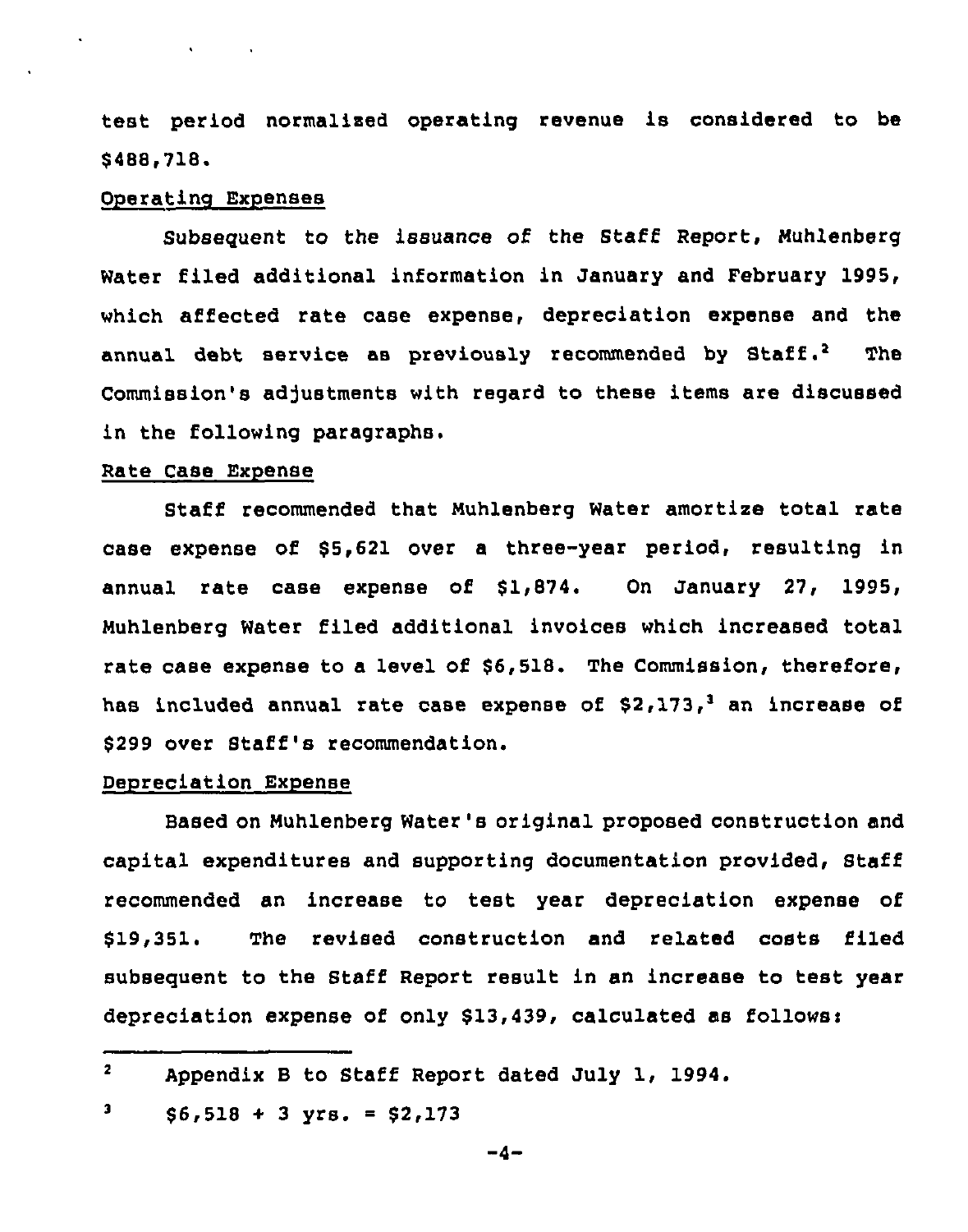test period normalized operating revenue is considered to be $488,718.

Operating Expenses

Subsequent to the issuance of the Staff Report, Muhlenberg Water filed additional information in January and February 1995, which affected rate case expense, depreciation expense and the annual debt service as previously recommended by Staff.[2] The Commission's adjustments with regard to these items are discussed in the following paragraphs.

Rate Case Expense

Staff recommended that Muhlenberg Water amortize total rate case expense of $5,621 over a three-year period, resulting in annual rate case expense of $1,874. On January 27, 1995, Muhlenberg Water filed additional invoices which increased total rate case expense to a level of $6,518. The Commission, therefore, has included annual rate case expense of $2,173,[3] an increase of $299 over Staff's recommendation.

Depreciation Expense

Based on Muhlenberg Water's original proposed construction and capital expenditures and supporting documentation provided, Staff recommended an increase to test year depreciation expense of $19,351. The revised construction and related costs filed subsequent to the Staff Report result in an increase to test year depreciation expense of only $13,439, calculated as follows:

---

[2] Appendix B to Staff Report dated July 1, 1994.

[3] $6,518 + 3 yrs. = $2,173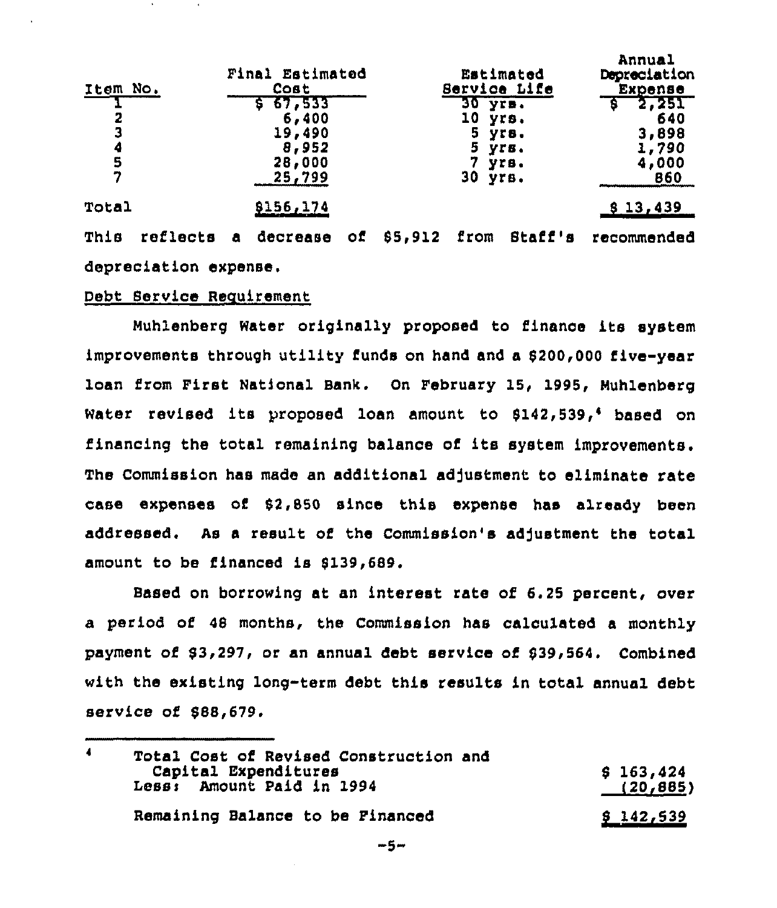| Item No. | Final Estimated Cost | Estimated Service Life | Annual Depreciation Expense |
|---|---|---|---|
| 1 | $ 67,533 | 30 yrs. | $ 2,251 |
| 2 | 6,400 | 10 yrs. | 640 |
| 3 | 19,490 | 5 yrs. | 3,898 |
| 4 | 8,952 | 5 yrs. | 1,790 |
| 5 | 28,000 | 7 yrs. | 4,000 |
| 7 | 25,799 | 30 yrs. | 860 |
| Total | $156,174 | | $ 13,439 |

This reflects a decrease of $5,912 from Staff's recommended depreciation expense.

Debt Service Requirement

Muhlenberg Water originally proposed to finance its system improvements through utility funds on hand and a $200,000 five-year loan from First National Bank. On February 15, 1995, Muhlenberg Water revised its proposed loan amount to $142,539,[4] based on financing the total remaining balance of its system improvements. The Commission has made an additional adjustment to eliminate rate case expenses of $2,850 since this expense has already been addressed. As a result of the Commission's adjustment the total amount to be financed is $139,689.

Based on borrowing at an interest rate of 6.25 percent, over a period of 48 months, the Commission has calculated a monthly payment of $3,297, or an annual debt service of $39,564. Combined with the existing long-term debt this results in total annual debt service of $88,679.

---

[4]

| | |
|---|---|
| Total Cost of Revised Construction and Capital Expenditures | $ 163,424 |
| Less: Amount Paid in 1994 | (20,885) |
| Remaining Balance to be Financed | $ 142,539 |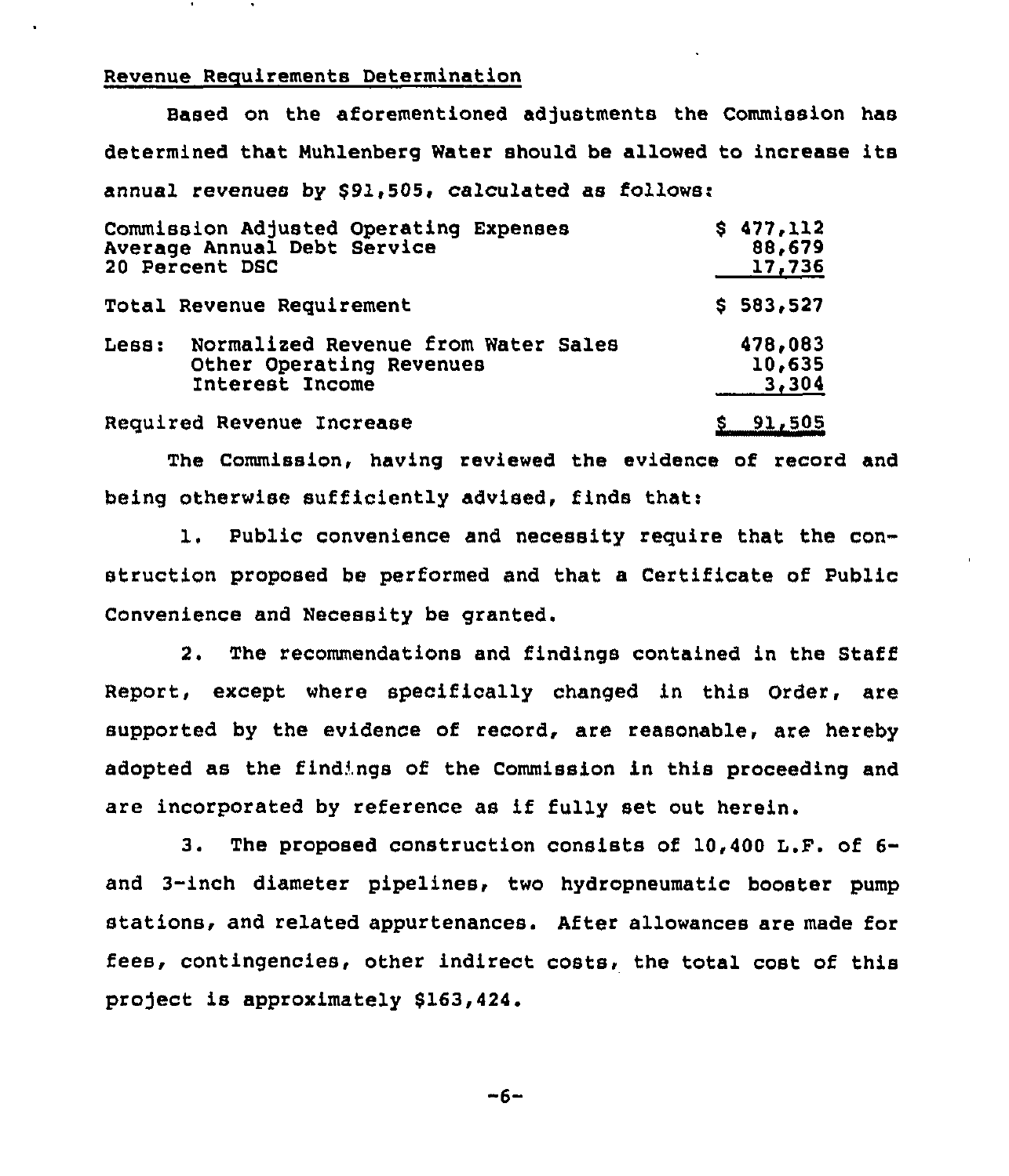## Revenue Requirements Determination

Based on the aforementioned adjustments the Commission has determined that Muhlenberg Water should be allowed to increase its annual revenues by $91,505, calculated as follows:

| | |
|---|---|
| Commission Adjusted Operating Expenses | $ 477,112 |
| Average Annual Debt Service | 88,679 |
| 20 Percent DSC | 17,736 |
| Total Revenue Requirement | $ 583,527 |
| Less: Normalized Revenue from Water Sales | 478,083 |
| Other Operating Revenues | 10,635 |
| Interest Income | 3,304 |
| Required Revenue Increase | $ 91,505 |

The Commission, having reviewed the evidence of record and being otherwise sufficiently advised, finds that:

1. Public convenience and necessity require that the construction proposed be performed and that a Certificate of Public Convenience and Necessity be granted.

2. The recommendations and findings contained in the Staff Report, except where specifically changed in this Order, are supported by the evidence of record, are reasonable, are hereby adopted as the findings of the Commission in this proceeding and are incorporated by reference as if fully set out herein.

3. The proposed construction consists of 10,400 L.F. of 6- and 3-inch diameter pipelines, two hydropneumatic booster pump stations, and related appurtenances. After allowances are made for fees, contingencies, other indirect costs, the total cost of this project is approximately $163,424.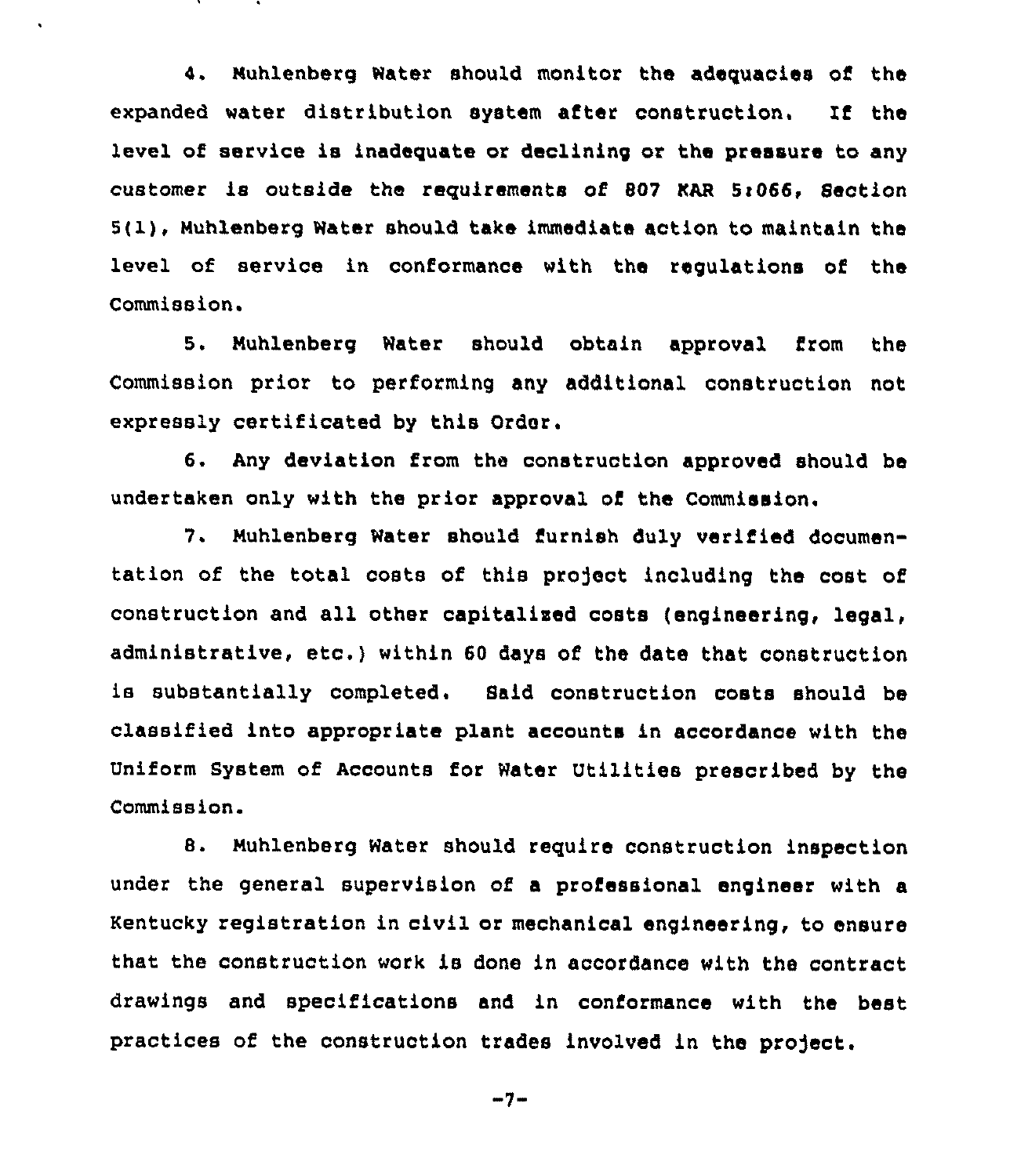4. Muhlenberg Water should monitor the adequacies of the expanded water distribution system after construction. If the level of service is inadequate or declining or the pressure to any customer is outside the requirements of 807 KAR 5:066, Section 5(1), Muhlenberg Water should take immediate action to maintain the level of service in conformance with the regulations of the Commission.

5. Muhlenberg Water should obtain approval from the Commission prior to performing any additional construction not expressly certificated by this Order.

6. Any deviation from the construction approved should be undertaken only with the prior approval of the Commission.

7. Muhlenberg Water should furnish duly verified documentation of the total costs of this project including the cost of construction and all other capitalized costs (engineering, legal, administrative, etc.) within 60 days of the date that construction is substantially completed. Said construction costs should be classified into appropriate plant accounts in accordance with the Uniform System of Accounts for Water Utilities prescribed by the Commission.

8. Muhlenberg Water should require construction inspection under the general supervision of a professional engineer with a Kentucky registration in civil or mechanical engineering, to ensure that the construction work is done in accordance with the contract drawings and specifications and in conformance with the best practices of the construction trades involved in the project.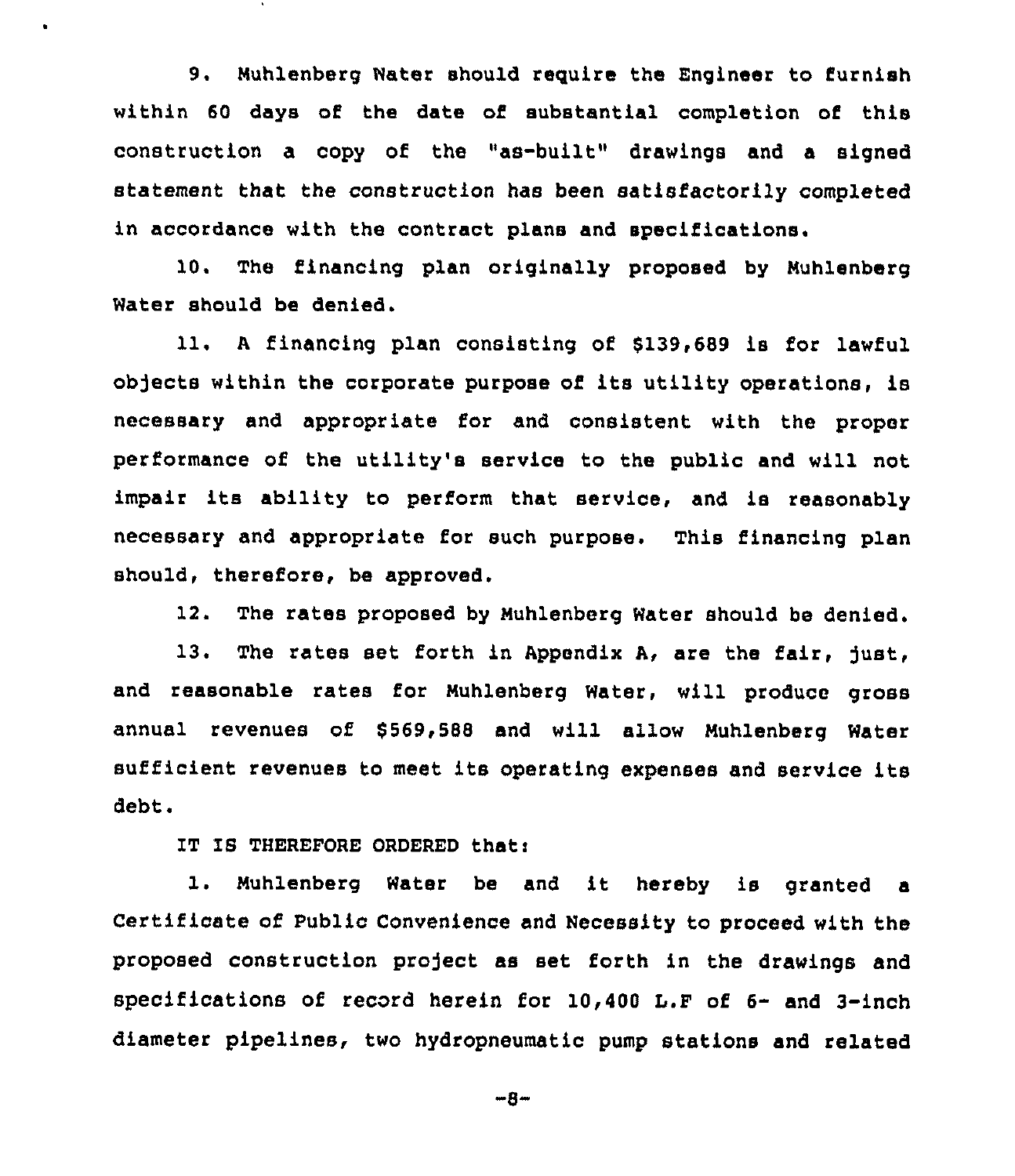9. Muhlenberg Water should require the Engineer to furnish within 60 days of the date of substantial completion of this construction a copy of the "as-built" drawings and a signed statement that the construction has been satisfactorily completed in accordance with the contract plans and specifications.

10. The financing plan originally proposed by Muhlenberg Water should be denied.

11. A financing plan consisting of $139,689 is for lawful objects within the corporate purpose of its utility operations, is necessary and appropriate for and consistent with the proper performance of the utility's service to the public and will not impair its ability to perform that service, and is reasonably necessary and appropriate for such purpose. This financing plan should, therefore, be approved.

12. The rates proposed by Muhlenberg Water should be denied.

13. The rates set forth in Appendix A, are the fair, just, and reasonable rates for Muhlenberg Water, will produce gross annual revenues of $569,588 and will allow Muhlenberg Water sufficient revenues to meet its operating expenses and service its debt.

IT IS THEREFORE ORDERED that:

1. Muhlenberg Water be and it hereby is granted a Certificate of Public Convenience and Necessity to proceed with the proposed construction project as set forth in the drawings and specifications of record herein for 10,400 L.F of 6- and 3-inch diameter pipelines, two hydropneumatic pump stations and related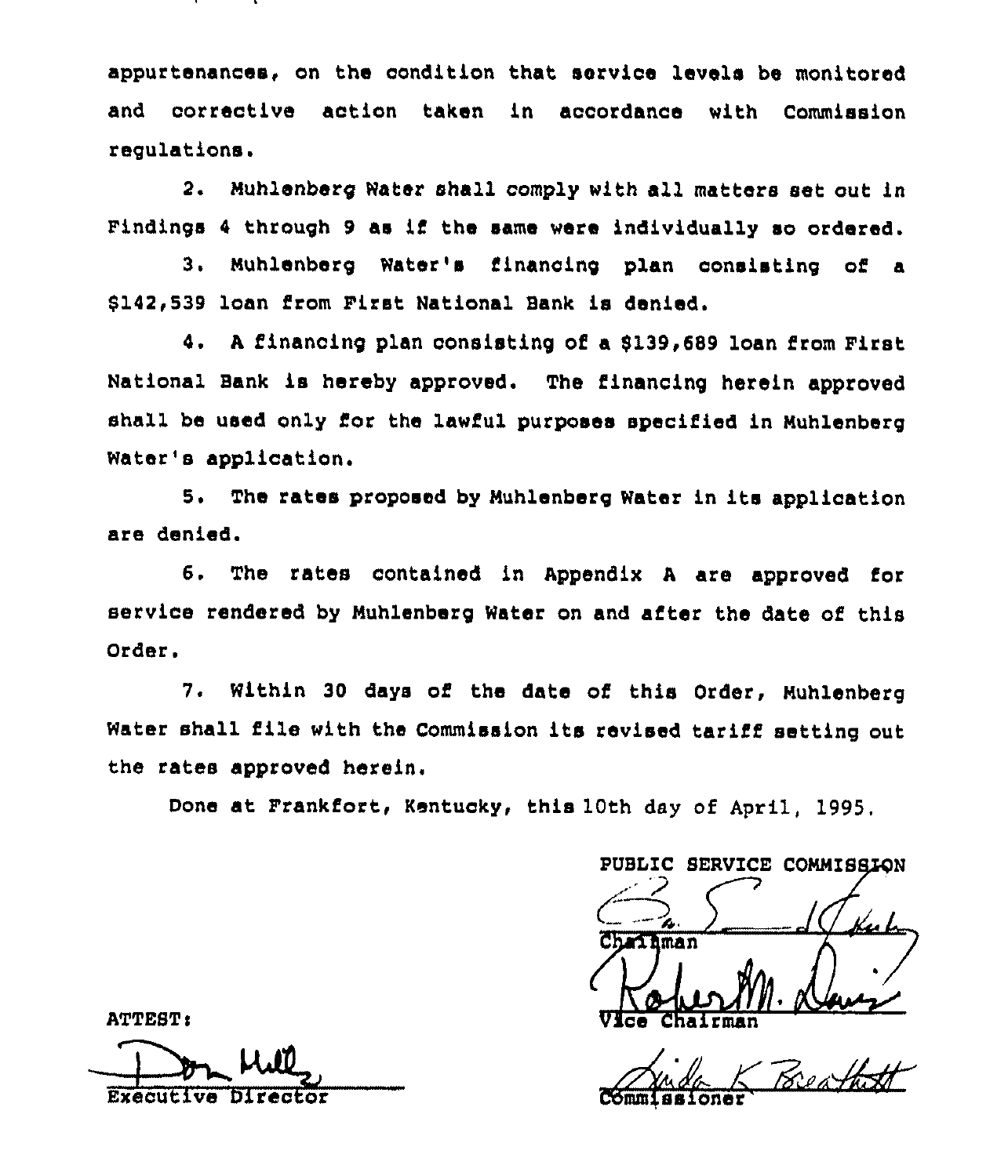appurtenances, on the condition that service levels be monitored and corrective action taken in accordance with Commission regulations.

2. Muhlenberg Water shall comply with all matters set out in Findings 4 through 9 as if the same were individually so ordered.

3. Muhlenberg Water's financing plan consisting of a $142,539 loan from First National Bank is denied.

4. A financing plan consisting of a $139,689 loan from First National Bank is hereby approved. The financing herein approved shall be used only for the lawful purposes specified in Muhlenberg Water's application.

5. The rates proposed by Muhlenberg Water in its application are denied.

6. The rates contained in Appendix A are approved for service rendered by Muhlenberg Water on and after the date of this Order.

7. Within 30 days of the date of this Order, Muhlenberg Water shall file with the Commission its revised tariff setting out the rates approved herein.

Done at Frankfort, Kentucky, this 10th day of April, 1995.

PUBLIC SERVICE COMMISSION

Chairman

Vice Chairman

Commissioner

ATTEST:

Executive Director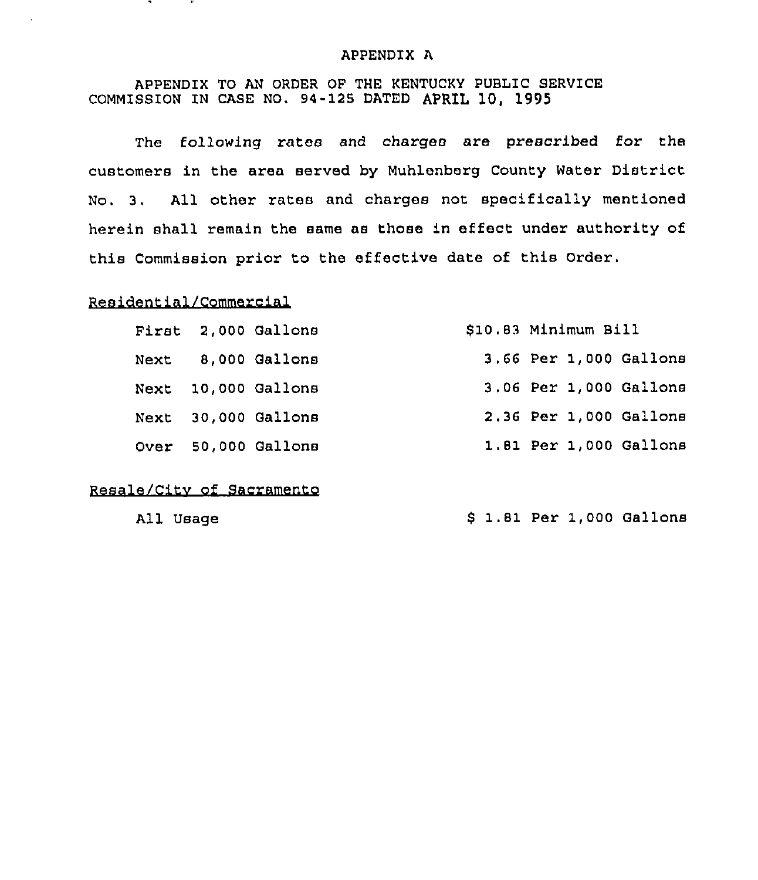# APPENDIX A

APPENDIX TO AN ORDER OF THE KENTUCKY PUBLIC SERVICE COMMISSION IN CASE NO. 94-125 DATED APRIL 10, 1995

The following rates and charges are prescribed for the customers in the area served by Muhlenberg County Water District No. 3. All other rates and charges not specifically mentioned herein shall remain the same as those in effect under authority of this Commission prior to the effective date of this Order.

Residential/Commercial

| | | |
|---|---|---|
| First | 2,000 Gallons | $10.83 Minimum Bill |
| Next | 8,000 Gallons | 3.66 Per 1,000 Gallons |
| Next | 10,000 Gallons | 3.06 Per 1,000 Gallons |
| Next | 30,000 Gallons | 2.36 Per 1,000 Gallons |
| Over | 50,000 Gallons | 1.81 Per 1,000 Gallons |

Resale/City of Sacramento

| | |
|---|---|
| All Usage | $ 1.81 Per 1,000 Gallons |